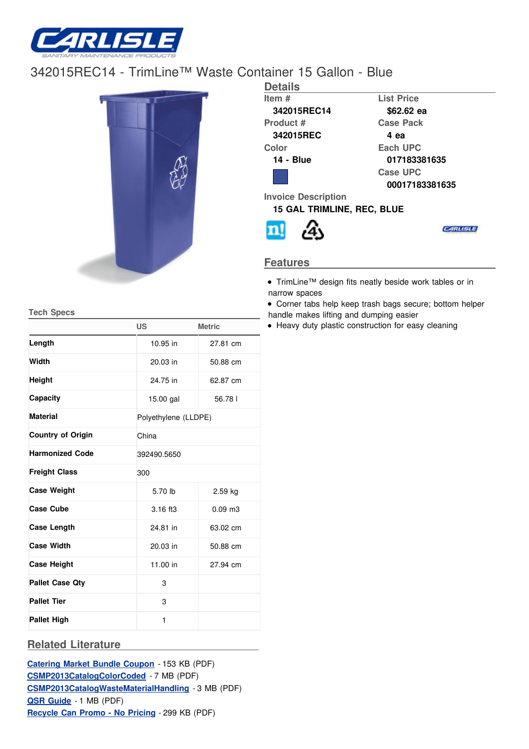# 342015REC14 - TrimLine™ Waste Container 15 Gallon - Blue

## Details

**Item #**
342015REC14

**List Price**
$62.62 ea

**Product #**
342015REC

**Case Pack**
4 ea

**Color**
14 - Blue

**Each UPC**
017183381635

**Case UPC**
00017183381635

**Invoice Description**
15 GAL TRIMLINE, REC, BLUE

## Features

- TrimLine™ design fits neatly beside work tables or in narrow spaces
- Corner tabs help keep trash bags secure; bottom helper handle makes lifting and dumping easier
- Heavy duty plastic construction for easy cleaning

## Tech Specs

| | US | Metric |
|---|---|---|
| **Length** | 10.95 in | 27.81 cm |
| **Width** | 20.03 in | 50.88 cm |
| **Height** | 24.75 in | 62.87 cm |
| **Capacity** | 15.00 gal | 56.78 l |
| **Material** | Polyethylene (LLDPE) | |
| **Country of Origin** | China | |
| **Harmonized Code** | 392490.5650 | |
| **Freight Class** | 300 | |
| **Case Weight** | 5.70 lb | 2.59 kg |
| **Case Cube** | 3.16 ft3 | 0.09 m3 |
| **Case Length** | 24.81 in | 63.02 cm |
| **Case Width** | 20.03 in | 50.88 cm |
| **Case Height** | 11.00 in | 27.94 cm |
| **Pallet Case Qty** | 3 | |
| **Pallet Tier** | 3 | |
| **Pallet High** | 1 | |

## Related Literature

- **Catering Market Bundle Coupon** - 153 KB (PDF)
- **CSMP2013CatalogColorCoded** - 7 MB (PDF)
- **CSMP2013CatalogWasteMaterialHandling** - 3 MB (PDF)
- **QSR Guide** - 1 MB (PDF)
- **Recycle Can Promo - No Pricing** - 299 KB (PDF)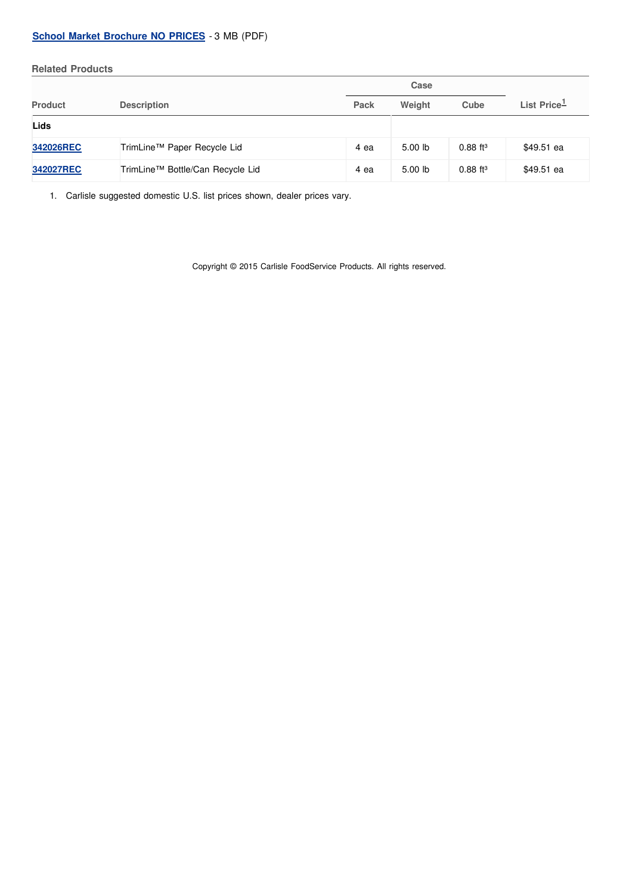**School Market Brochure NO PRICES** - 3 MB (PDF)

## Related Products

| | | Case | | | |
|---|---|---|---|---|---|
| **Product** | **Description** | **Pack** | **Weight** | **Cube** | **List Price**[1] |
| **Lids** | | | | | |
| **342026REC** | TrimLine™ Paper Recycle Lid | 4 ea | 5.00 lb | 0.88 ft³ | $49.51 ea |
| **342027REC** | TrimLine™ Bottle/Can Recycle Lid | 4 ea | 5.00 lb | 0.88 ft³ | $49.51 ea |

1. Carlisle suggested domestic U.S. list prices shown, dealer prices vary.

Copyright © 2015 Carlisle FoodService Products. All rights reserved.